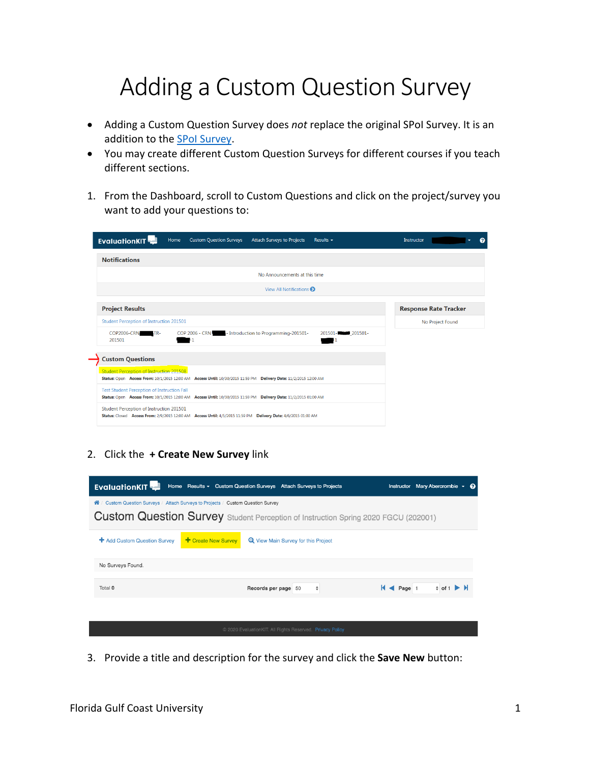# Adding a Custom Question Survey

- Adding a Custom Question Survey does *not* replace the original SPoI Survey. It is an addition to the SPoI Survey.
- You may create different Custom Question Surveys for different courses if you teach different sections.

1. From the Dashboard, scroll to Custom Questions and click on the project/survey you want to add your questions to:

2. Click the **+ Create New Survey** link

3. Provide a title and description for the survey and click the **Save New** button: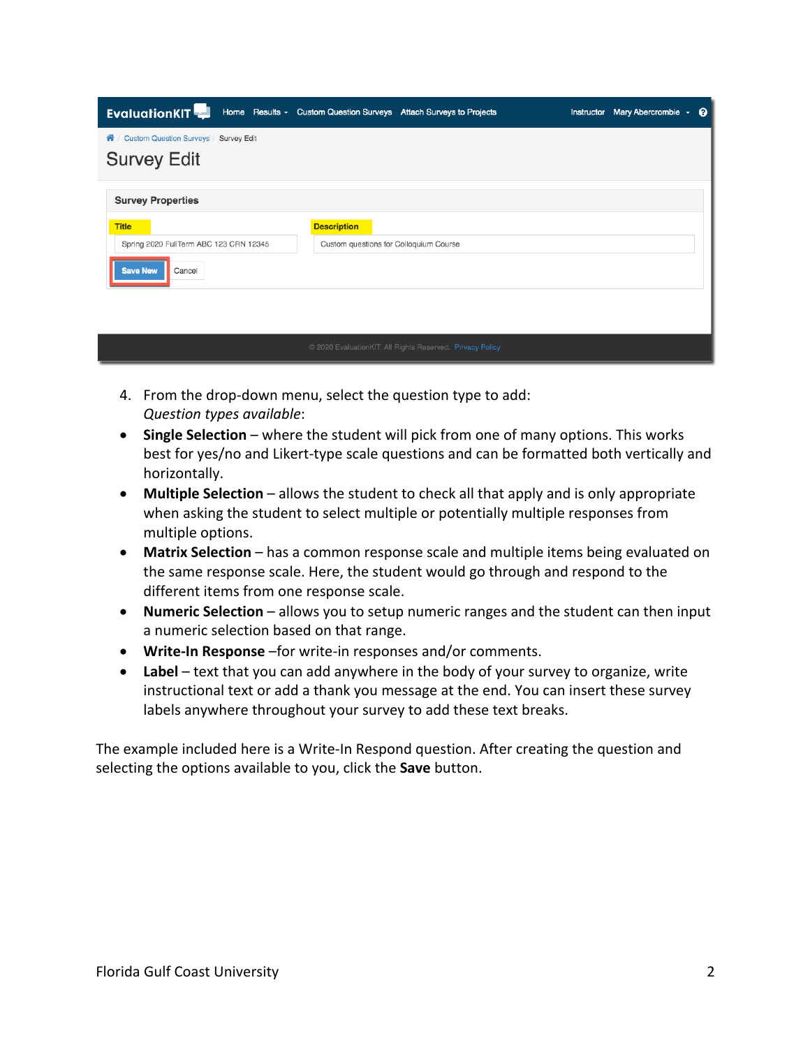4. From the drop-down menu, select the question type to add:
   *Question types available*:

- **Single Selection** – where the student will pick from one of many options. This works best for yes/no and Likert-type scale questions and can be formatted both vertically and horizontally.
- **Multiple Selection** – allows the student to check all that apply and is only appropriate when asking the student to select multiple or potentially multiple responses from multiple options.
- **Matrix Selection** – has a common response scale and multiple items being evaluated on the same response scale. Here, the student would go through and respond to the different items from one response scale.
- **Numeric Selection** – allows you to setup numeric ranges and the student can then input a numeric selection based on that range.
- **Write-In Response** –for write-in responses and/or comments.
- **Label** – text that you can add anywhere in the body of your survey to organize, write instructional text or add a thank you message at the end. You can insert these survey labels anywhere throughout your survey to add these text breaks.

The example included here is a Write-In Respond question. After creating the question and selecting the options available to you, click the **Save** button.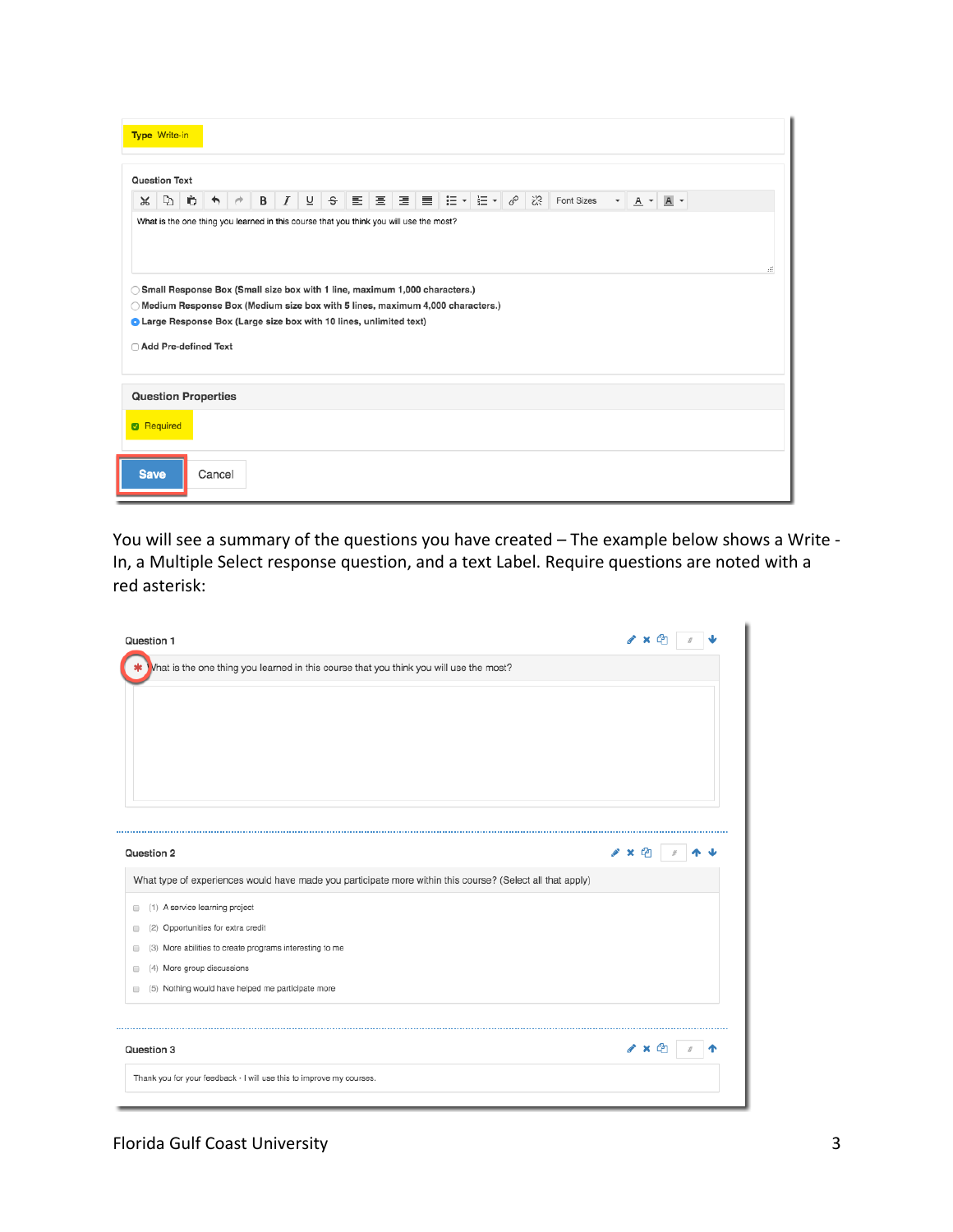Type Write-in

Question Text

What is the one thing you learned in this course that you think you will use the most?

- Small Response Box (Small size box with 1 line, maximum 1,000 characters.)
- Medium Response Box (Medium size box with 5 lines, maximum 4,000 characters.)
- Large Response Box (Large size box with 10 lines, unlimited text)

Add Pre-defined Text

Question Properties

Required

Save Cancel

You will see a summary of the questions you have created – The example below shows a Write - In, a Multiple Select response question, and a text Label. Require questions are noted with a red asterisk:

Question 1

* What is the one thing you learned in this course that you think you will use the most?

Question 2

What type of experiences would have made you participate more within this course? (Select all that apply)

- (1) A service learning project
- (2) Opportunities for extra credit
- (3) More abilities to create programs interesting to me
- (4) More group discussions
- (5) Nothing would have helped me participate more

Question 3

Thank you for your feedback - I will use this to improve my courses.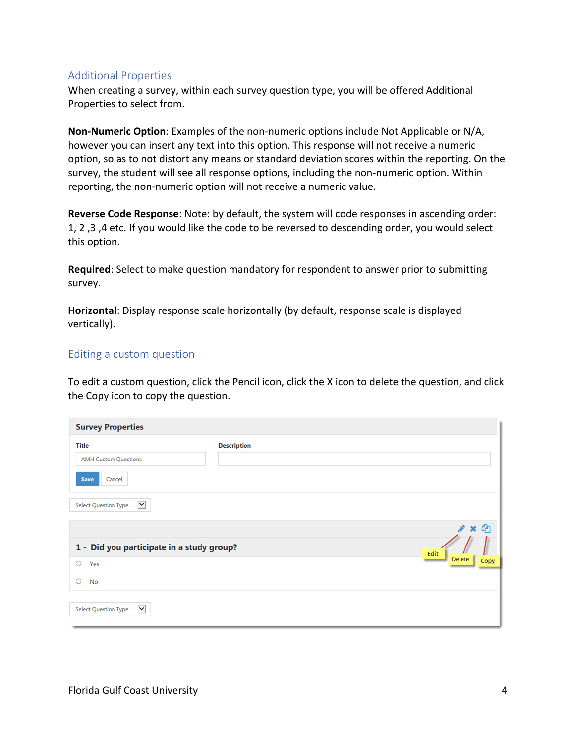## Additional Properties

When creating a survey, within each survey question type, you will be offered Additional Properties to select from.

**Non-Numeric Option**: Examples of the non-numeric options include Not Applicable or N/A, however you can insert any text into this option. This response will not receive a numeric option, so as to not distort any means or standard deviation scores within the reporting. On the survey, the student will see all response options, including the non-numeric option. Within reporting, the non-numeric option will not receive a numeric value.

**Reverse Code Response**: Note: by default, the system will code responses in ascending order: 1, 2 ,3 ,4 etc. If you would like the code to be reversed to descending order, you would select this option.

**Required**: Select to make question mandatory for respondent to answer prior to submitting survey.

**Horizontal**: Display response scale horizontally (by default, response scale is displayed vertically).

## Editing a custom question

To edit a custom question, click the Pencil icon, click the X icon to delete the question, and click the Copy icon to copy the question.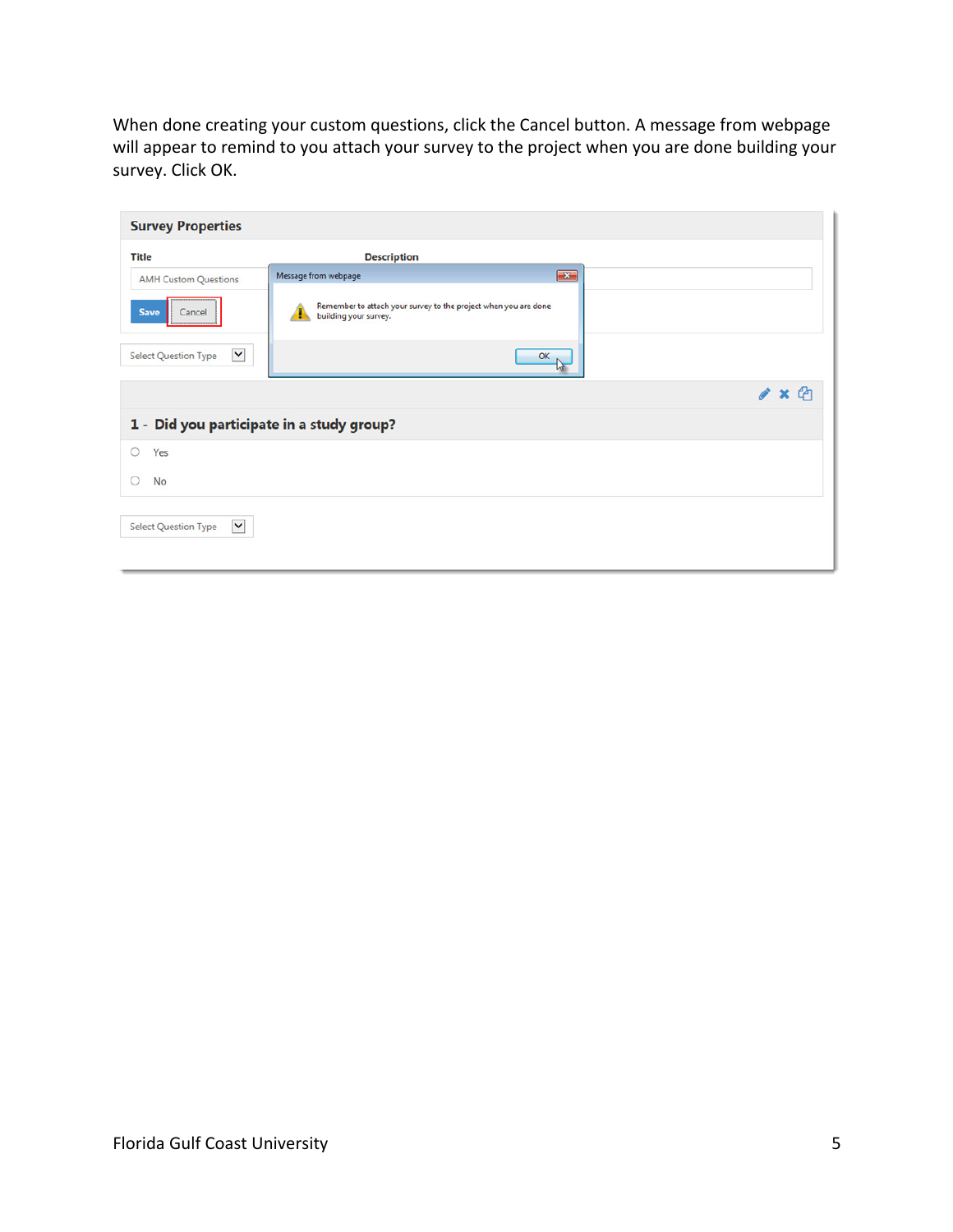When done creating your custom questions, click the Cancel button. A message from webpage will appear to remind to you attach your survey to the project when you are done building your survey. Click OK.